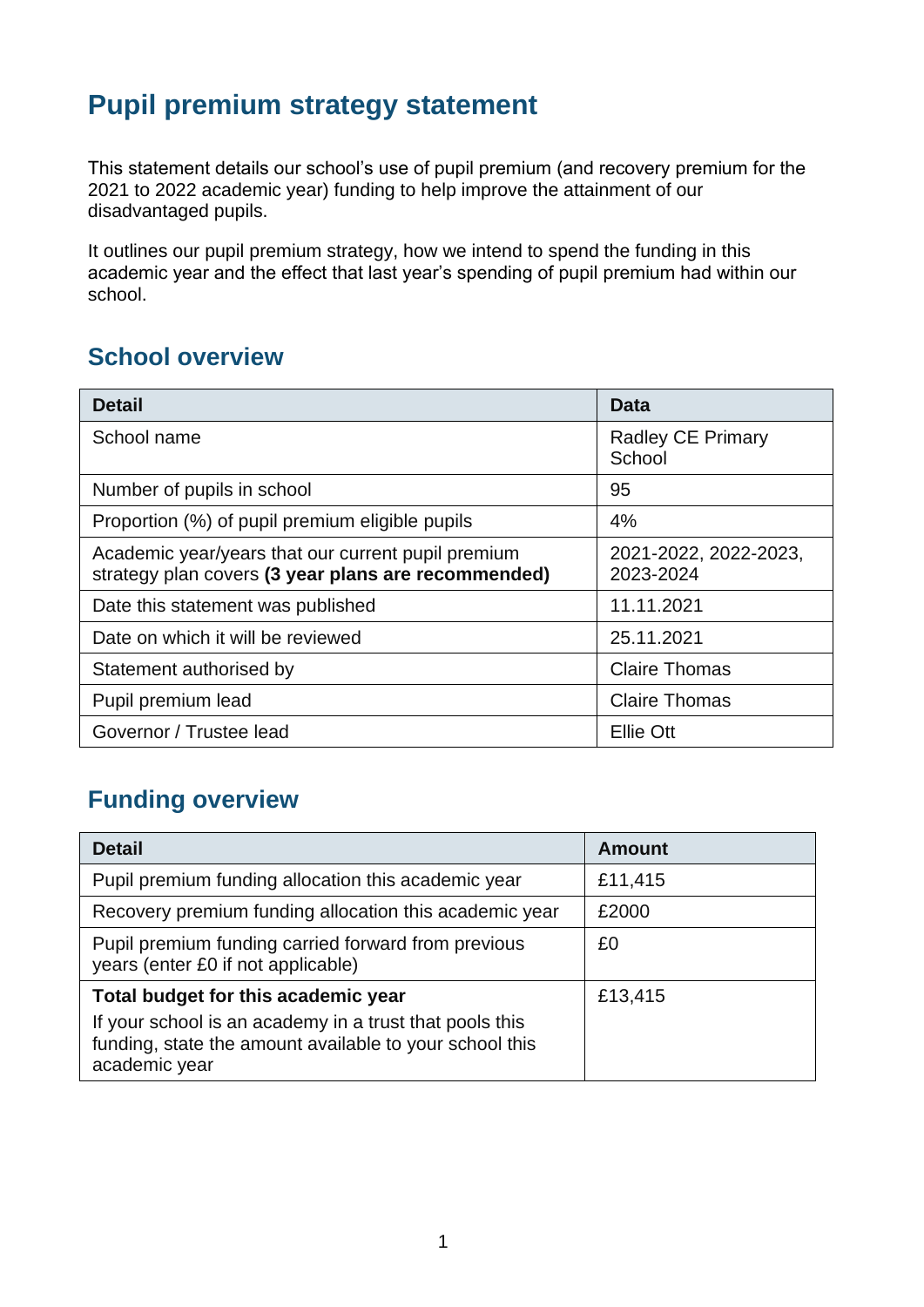# Pupil premium strategy statement

This statement details our school's use of pupil premium (and recovery premium for the 2021 to 2022 academic year) funding to help improve the attainment of our disadvantaged pupils.

It outlines our pupil premium strategy, how we intend to spend the funding in this academic year and the effect that last year's spending of pupil premium had within our school.

## School overview

| Detail | Data |
|---|---|
| School name | Radley CE Primary School |
| Number of pupils in school | 95 |
| Proportion (%) of pupil premium eligible pupils | 4% |
| Academic year/years that our current pupil premium strategy plan covers **(3 year plans are recommended)** | 2021-2022, 2022-2023, 2023-2024 |
| Date this statement was published | 11.11.2021 |
| Date on which it will be reviewed | 25.11.2021 |
| Statement authorised by | Claire Thomas |
| Pupil premium lead | Claire Thomas |
| Governor / Trustee lead | Ellie Ott |

## Funding overview

| Detail | Amount |
|---|---|
| Pupil premium funding allocation this academic year | £11,415 |
| Recovery premium funding allocation this academic year | £2000 |
| Pupil premium funding carried forward from previous years (enter £0 if not applicable) | £0 |
| **Total budget for this academic year** If your school is an academy in a trust that pools this funding, state the amount available to your school this academic year | £13,415 |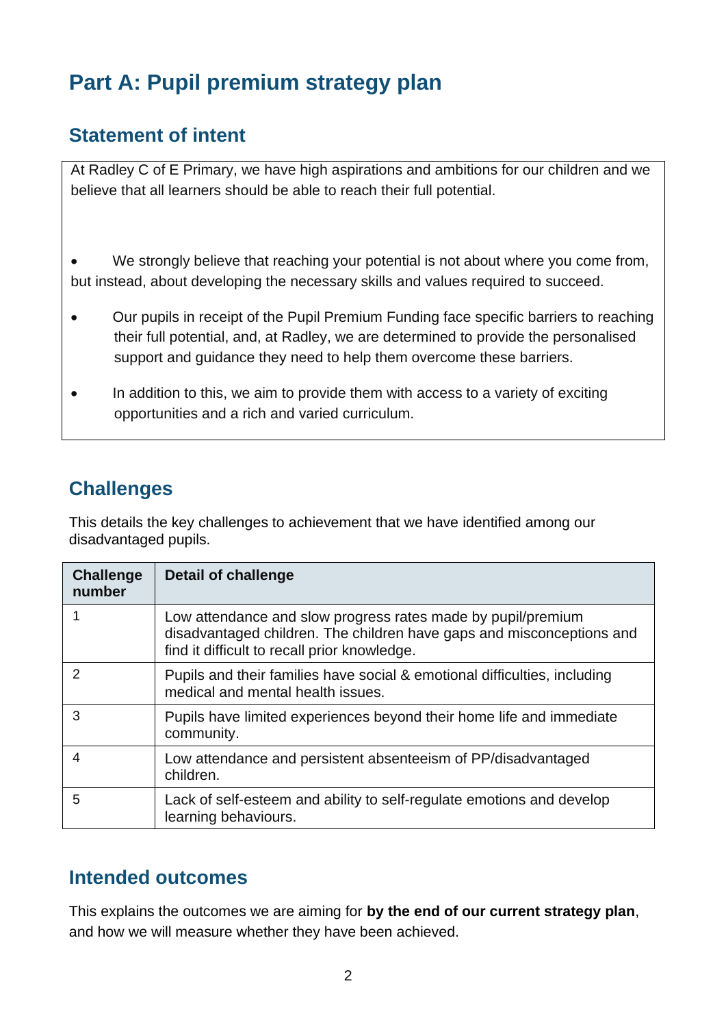# Part A: Pupil premium strategy plan

## Statement of intent

At Radley C of E Primary, we have high aspirations and ambitions for our children and we believe that all learners should be able to reach their full potential.

- We strongly believe that reaching your potential is not about where you come from, but instead, about developing the necessary skills and values required to succeed.
- Our pupils in receipt of the Pupil Premium Funding face specific barriers to reaching their full potential, and, at Radley, we are determined to provide the personalised support and guidance they need to help them overcome these barriers.
- In addition to this, we aim to provide them with access to a variety of exciting opportunities and a rich and varied curriculum.

## Challenges

This details the key challenges to achievement that we have identified among our disadvantaged pupils.

| Challenge number | Detail of challenge |
|---|---|
| 1 | Low attendance and slow progress rates made by pupil/premium disadvantaged children. The children have gaps and misconceptions and find it difficult to recall prior knowledge. |
| 2 | Pupils and their families have social & emotional difficulties, including medical and mental health issues. |
| 3 | Pupils have limited experiences beyond their home life and immediate community. |
| 4 | Low attendance and persistent absenteeism of PP/disadvantaged children. |
| 5 | Lack of self-esteem and ability to self-regulate emotions and develop learning behaviours. |

## Intended outcomes

This explains the outcomes we are aiming for **by the end of our current strategy plan**, and how we will measure whether they have been achieved.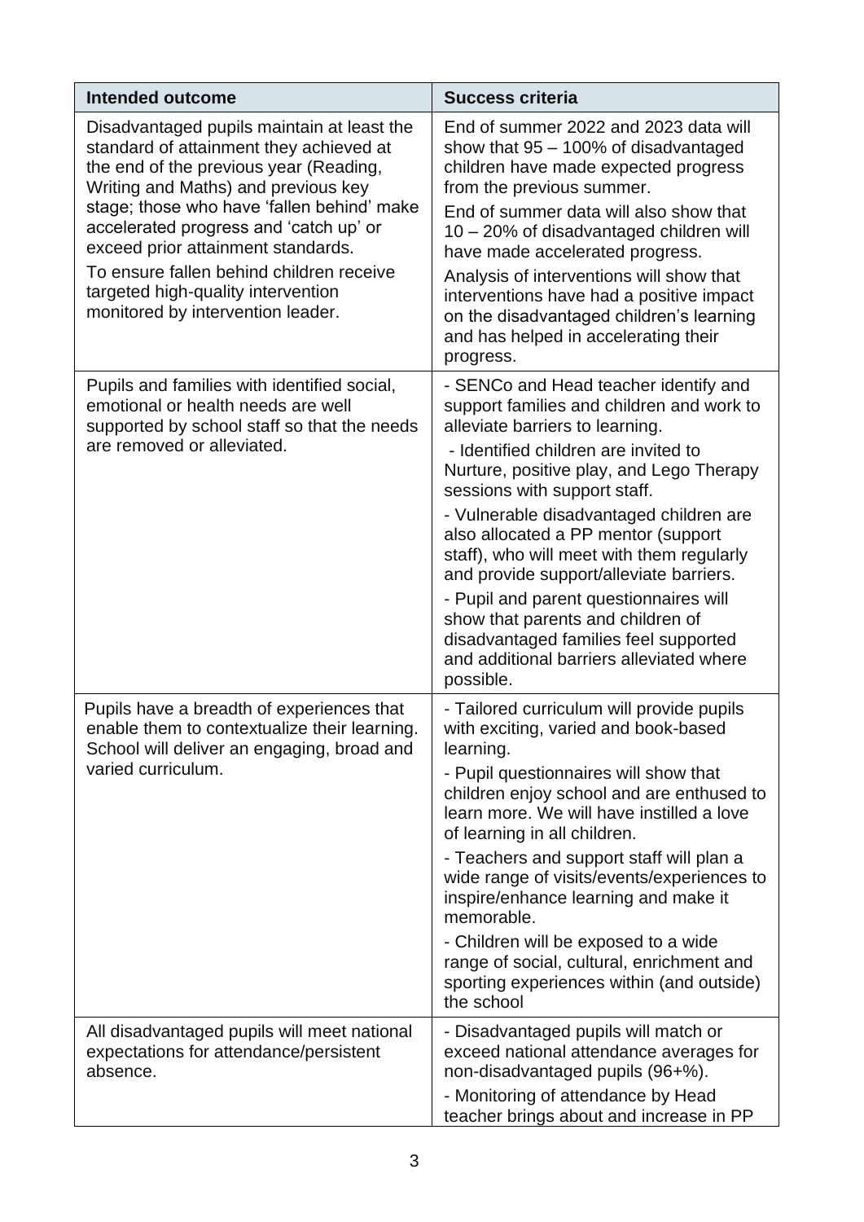| Intended outcome | Success criteria |
|---|---|
| Disadvantaged pupils maintain at least the standard of attainment they achieved at the end of the previous year (Reading, Writing and Maths) and previous key stage; those who have 'fallen behind' make accelerated progress and 'catch up' or exceed prior attainment standards.<br>To ensure fallen behind children receive targeted high-quality intervention monitored by intervention leader. | End of summer 2022 and 2023 data will show that 95 – 100% of disadvantaged children have made expected progress from the previous summer.<br>End of summer data will also show that 10 – 20% of disadvantaged children will have made accelerated progress.<br>Analysis of interventions will show that interventions have had a positive impact on the disadvantaged children's learning and has helped in accelerating their progress. |
| Pupils and families with identified social, emotional or health needs are well supported by school staff so that the needs are removed or alleviated. | - SENCo and Head teacher identify and support families and children and work to alleviate barriers to learning.<br>- Identified children are invited to Nurture, positive play, and Lego Therapy sessions with support staff.<br>- Vulnerable disadvantaged children are also allocated a PP mentor (support staff), who will meet with them regularly and provide support/alleviate barriers.<br>- Pupil and parent questionnaires will show that parents and children of disadvantaged families feel supported and additional barriers alleviated where possible. |
| Pupils have a breadth of experiences that enable them to contextualize their learning. School will deliver an engaging, broad and varied curriculum. | - Tailored curriculum will provide pupils with exciting, varied and book-based learning.<br>- Pupil questionnaires will show that children enjoy school and are enthused to learn more. We will have instilled a love of learning in all children.<br>- Teachers and support staff will plan a wide range of visits/events/experiences to inspire/enhance learning and make it memorable.<br>- Children will be exposed to a wide range of social, cultural, enrichment and sporting experiences within (and outside) the school |
| All disadvantaged pupils will meet national expectations for attendance/persistent absence. | - Disadvantaged pupils will match or exceed national attendance averages for non-disadvantaged pupils (96+%).<br>- Monitoring of attendance by Head teacher brings about and increase in PP |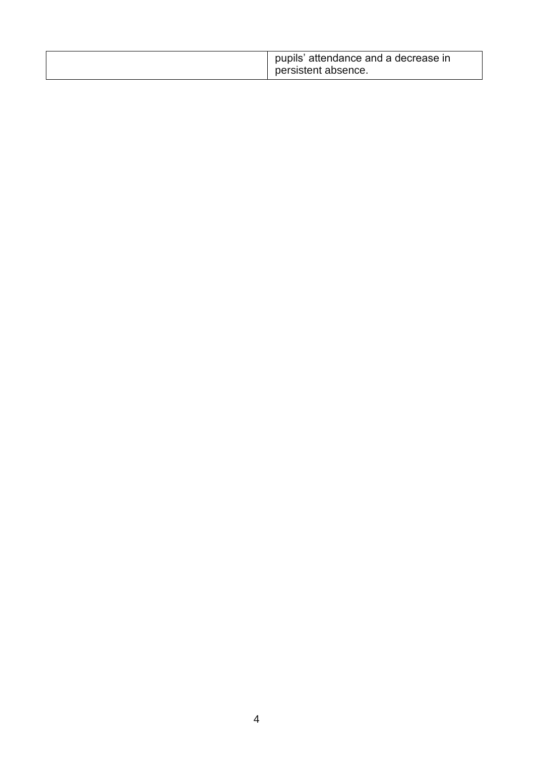| | |
|---|---|
| | pupils' attendance and a decrease in persistent absence. |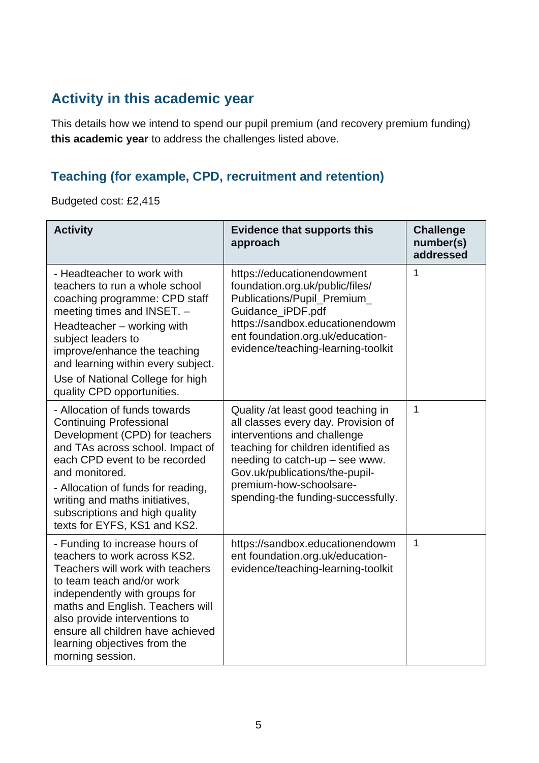## Activity in this academic year

This details how we intend to spend our pupil premium (and recovery premium funding) **this academic year** to address the challenges listed above.

### Teaching (for example, CPD, recruitment and retention)

Budgeted cost: £2,415

| Activity | Evidence that supports this approach | Challenge number(s) addressed |
|---|---|---|
| - Headteacher to work with teachers to run a whole school coaching programme: CPD staff meeting times and INSET. – Headteacher – working with subject leaders to improve/enhance the teaching and learning within every subject. Use of National College for high quality CPD opportunities. | https://educationendowment foundation.org.uk/public/files/Publications/Pupil_Premium_Guidance_iPDF.pdf https://sandbox.educationendowm ent foundation.org.uk/education-evidence/teaching-learning-toolkit | 1 |
| - Allocation of funds towards Continuing Professional Development (CPD) for teachers and TAs across school. Impact of each CPD event to be recorded and monitored. - Allocation of funds for reading, writing and maths initiatives, subscriptions and high quality texts for EYFS, KS1 and KS2. | Quality /at least good teaching in all classes every day. Provision of interventions and challenge teaching for children identified as needing to catch-up – see www. Gov.uk/publications/the-pupil-premium-how-schoolsare-spending-the-funding-successfully. | 1 |
| - Funding to increase hours of teachers to work across KS2. Teachers will work with teachers to team teach and/or work independently with groups for maths and English. Teachers will also provide interventions to ensure all children have achieved learning objectives from the morning session. | https://sandbox.educationendowm ent foundation.org.uk/education-evidence/teaching-learning-toolkit | 1 |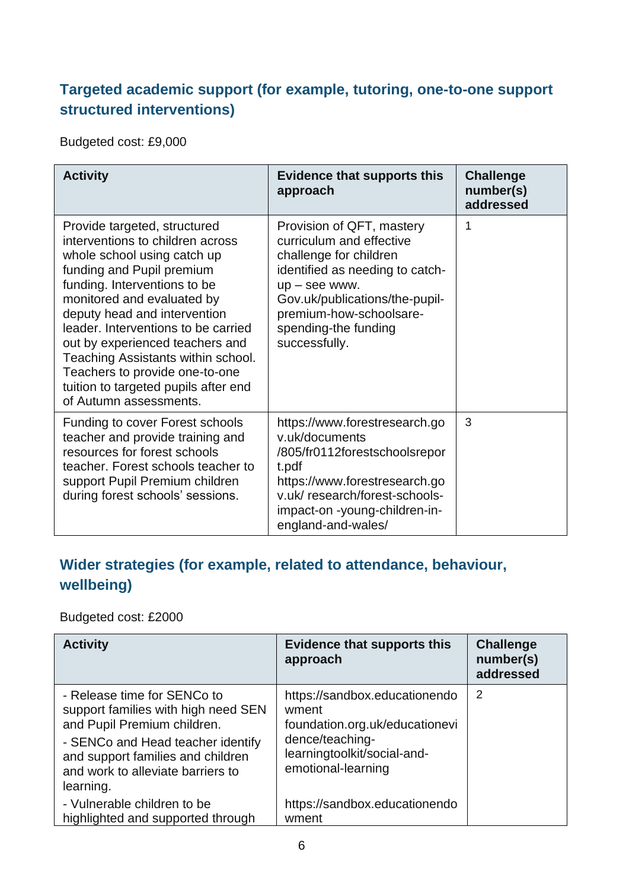## Targeted academic support (for example, tutoring, one-to-one support structured interventions)

Budgeted cost: £9,000

| Activity | Evidence that supports this approach | Challenge number(s) addressed |
|---|---|---|
| Provide targeted, structured interventions to children across whole school using catch up funding and Pupil premium funding. Interventions to be monitored and evaluated by deputy head and intervention leader. Interventions to be carried out by experienced teachers and Teaching Assistants within school. Teachers to provide one-to-one tuition to targeted pupils after end of Autumn assessments. | Provision of QFT, mastery curriculum and effective challenge for children identified as needing to catch-up – see www. Gov.uk/publications/the-pupil-premium-how-schoolsare-spending-the funding successfully. | 1 |
| Funding to cover Forest schools teacher and provide training and resources for forest schools teacher. Forest schools teacher to support Pupil Premium children during forest schools' sessions. | https://www.forestresearch.gov.uk/documents /805/fr0112forestschoolsreport.pdf https://www.forestresearch.gov.uk/ research/forest-schools-impact-on -young-children-in-england-and-wales/ | 3 |

## Wider strategies (for example, related to attendance, behaviour, wellbeing)

Budgeted cost: £2000

| Activity | Evidence that supports this approach | Challenge number(s) addressed |
|---|---|---|
| - Release time for SENCo to support families with high need SEN and Pupil Premium children.<br>- SENCo and Head teacher identify and support families and children and work to alleviate barriers to learning.<br>- Vulnerable children to be highlighted and supported through | https://sandbox.educationendowment foundation.org.uk/educationevidence/teaching-learningtoolkit/social-and-emotional-learning<br><br>https://sandbox.educationendowment | 2 |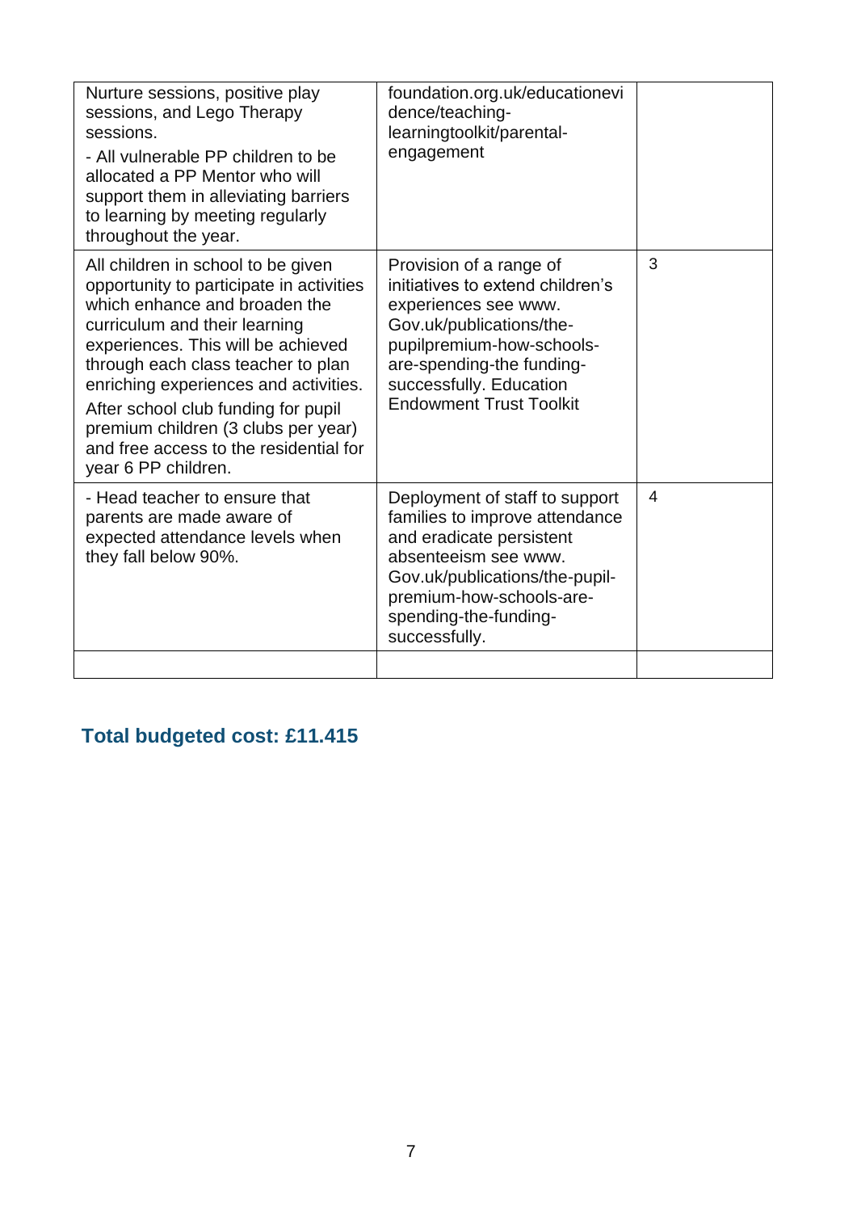| | | |
|---|---|---|
| Nurture sessions, positive play sessions, and Lego Therapy sessions.<br>- All vulnerable PP children to be allocated a PP Mentor who will support them in alleviating barriers to learning by meeting regularly throughout the year. | foundation.org.uk/educationevidence/teaching-learningtoolkit/parental-engagement | |
| All children in school to be given opportunity to participate in activities which enhance and broaden the curriculum and their learning experiences. This will be achieved through each class teacher to plan enriching experiences and activities. After school club funding for pupil premium children (3 clubs per year) and free access to the residential for year 6 PP children. | Provision of a range of initiatives to extend children's experiences see www. Gov.uk/publications/the-pupilpremium-how-schools-are-spending-the funding-successfully. Education Endowment Trust Toolkit | 3 |
| - Head teacher to ensure that parents are made aware of expected attendance levels when they fall below 90%. | Deployment of staff to support families to improve attendance and eradicate persistent absenteeism see www. Gov.uk/publications/the-pupil-premium-how-schools-are-spending-the-funding-successfully. | 4 |
| | | |

## Total budgeted cost: £11.415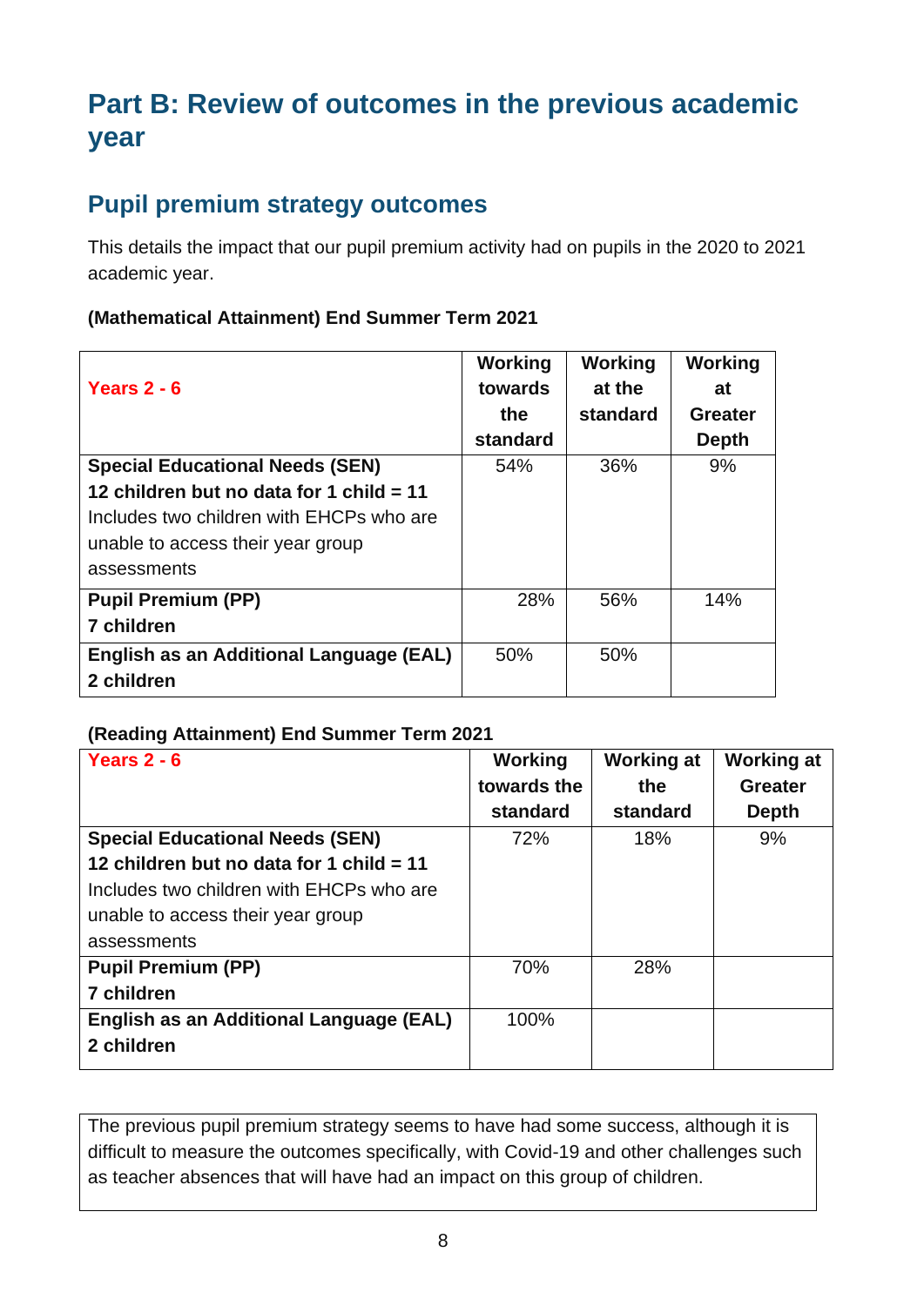# Part B: Review of outcomes in the previous academic year

## Pupil premium strategy outcomes

This details the impact that our pupil premium activity had on pupils in the 2020 to 2021 academic year.

**(Mathematical Attainment) End Summer Term 2021**

| Years 2 - 6 | Working towards the standard | Working at the standard | Working at Greater Depth |
|---|---|---|---|
| **Special Educational Needs (SEN)**<br>**12 children but no data for 1 child = 11**<br>Includes two children with EHCPs who are unable to access their year group assessments | 54% | 36% | 9% |
| **Pupil Premium (PP)**<br>**7 children** | 28% | 56% | 14% |
| **English as an Additional Language (EAL)**<br>**2 children** | 50% | 50% | |

**(Reading Attainment) End Summer Term 2021**

| Years 2 - 6 | Working towards the standard | Working at the standard | Working at Greater Depth |
|---|---|---|---|
| **Special Educational Needs (SEN)**<br>**12 children but no data for 1 child = 11**<br>Includes two children with EHCPs who are unable to access their year group assessments | 72% | 18% | 9% |
| **Pupil Premium (PP)**<br>**7 children** | 70% | 28% | |
| **English as an Additional Language (EAL)**<br>**2 children** | 100% | | |

The previous pupil premium strategy seems to have had some success, although it is difficult to measure the outcomes specifically, with Covid-19 and other challenges such as teacher absences that will have had an impact on this group of children.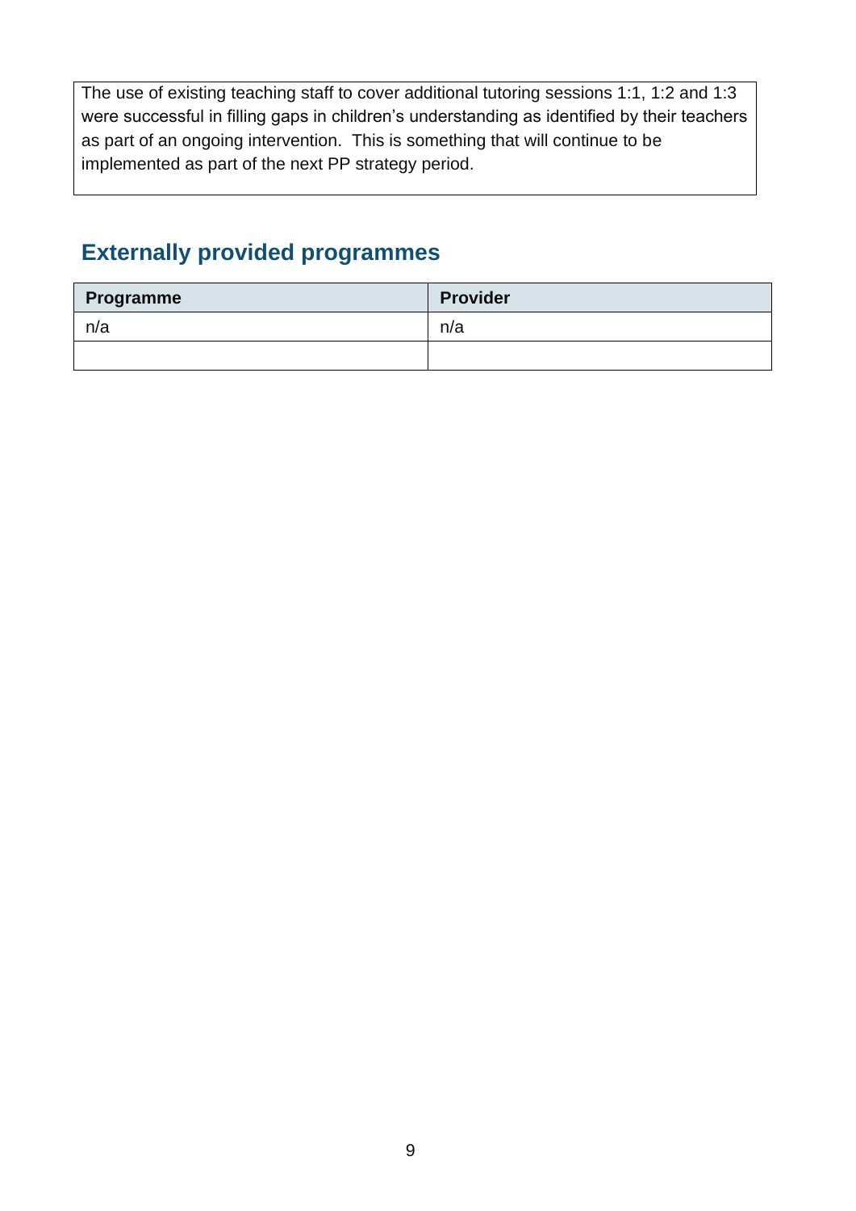The use of existing teaching staff to cover additional tutoring sessions 1:1, 1:2 and 1:3 were successful in filling gaps in children's understanding as identified by their teachers as part of an ongoing intervention. This is something that will continue to be implemented as part of the next PP strategy period.

## Externally provided programmes

| Programme | Provider |
|---|---|
| n/a | n/a |
| | |